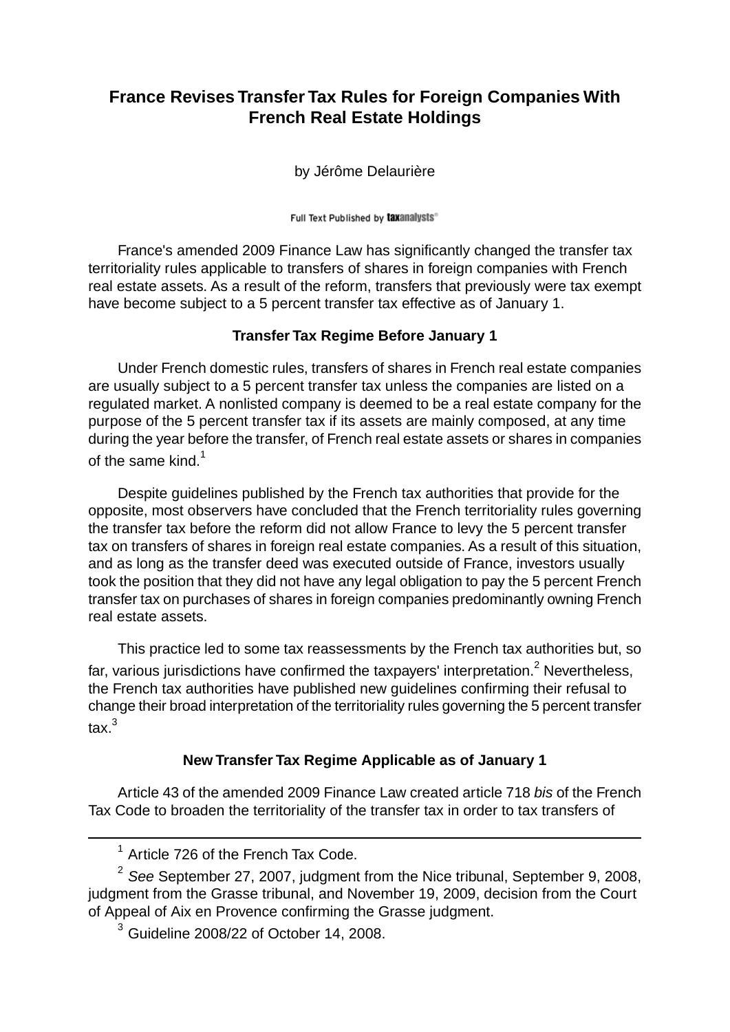# France Revises Transfer Tax Rules for Foreign Companies With French Real Estate Holdings

by Jérôme Delaurière

Full Text Published by taxanalysts

France's amended 2009 Finance Law has significantly changed the transfer tax territoriality rules applicable to transfers of shares in foreign companies with French real estate assets. As a result of the reform, transfers that previously were tax exempt have become subject to a 5 percent transfer tax effective as of January 1.

### Transfer Tax Regime Before January 1

Under French domestic rules, transfers of shares in French real estate companies are usually subject to a 5 percent transfer tax unless the companies are listed on a regulated market. A nonlisted company is deemed to be a real estate company for the purpose of the 5 percent transfer tax if its assets are mainly composed, at any time during the year before the transfer, of French real estate assets or shares in companies of the same kind.[1]

Despite guidelines published by the French tax authorities that provide for the opposite, most observers have concluded that the French territoriality rules governing the transfer tax before the reform did not allow France to levy the 5 percent transfer tax on transfers of shares in foreign real estate companies. As a result of this situation, and as long as the transfer deed was executed outside of France, investors usually took the position that they did not have any legal obligation to pay the 5 percent French transfer tax on purchases of shares in foreign companies predominantly owning French real estate assets.

This practice led to some tax reassessments by the French tax authorities but, so far, various jurisdictions have confirmed the taxpayers' interpretation.[2] Nevertheless, the French tax authorities have published new guidelines confirming their refusal to change their broad interpretation of the territoriality rules governing the 5 percent transfer tax.[3]

### New Transfer Tax Regime Applicable as of January 1

Article 43 of the amended 2009 Finance Law created article 718 *bis* of the French Tax Code to broaden the territoriality of the transfer tax in order to tax transfers of

---

[1] Article 726 of the French Tax Code.

[2] *See* September 27, 2007, judgment from the Nice tribunal, September 9, 2008, judgment from the Grasse tribunal, and November 19, 2009, decision from the Court of Appeal of Aix en Provence confirming the Grasse judgment.

[3] Guideline 2008/22 of October 14, 2008.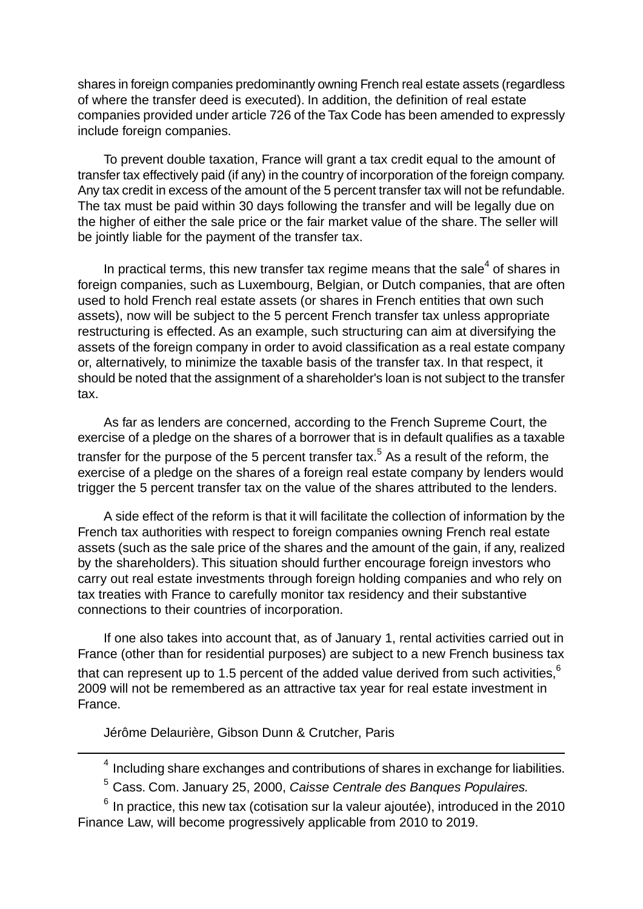shares in foreign companies predominantly owning French real estate assets (regardless of where the transfer deed is executed). In addition, the definition of real estate companies provided under article 726 of the Tax Code has been amended to expressly include foreign companies.

To prevent double taxation, France will grant a tax credit equal to the amount of transfer tax effectively paid (if any) in the country of incorporation of the foreign company. Any tax credit in excess of the amount of the 5 percent transfer tax will not be refundable. The tax must be paid within 30 days following the transfer and will be legally due on the higher of either the sale price or the fair market value of the share. The seller will be jointly liable for the payment of the transfer tax.

In practical terms, this new transfer tax regime means that the sale[4] of shares in foreign companies, such as Luxembourg, Belgian, or Dutch companies, that are often used to hold French real estate assets (or shares in French entities that own such assets), now will be subject to the 5 percent French transfer tax unless appropriate restructuring is effected. As an example, such structuring can aim at diversifying the assets of the foreign company in order to avoid classification as a real estate company or, alternatively, to minimize the taxable basis of the transfer tax. In that respect, it should be noted that the assignment of a shareholder's loan is not subject to the transfer tax.

As far as lenders are concerned, according to the French Supreme Court, the exercise of a pledge on the shares of a borrower that is in default qualifies as a taxable transfer for the purpose of the 5 percent transfer tax.[5] As a result of the reform, the exercise of a pledge on the shares of a foreign real estate company by lenders would trigger the 5 percent transfer tax on the value of the shares attributed to the lenders.

A side effect of the reform is that it will facilitate the collection of information by the French tax authorities with respect to foreign companies owning French real estate assets (such as the sale price of the shares and the amount of the gain, if any, realized by the shareholders). This situation should further encourage foreign investors who carry out real estate investments through foreign holding companies and who rely on tax treaties with France to carefully monitor tax residency and their substantive connections to their countries of incorporation.

If one also takes into account that, as of January 1, rental activities carried out in France (other than for residential purposes) are subject to a new French business tax that can represent up to 1.5 percent of the added value derived from such activities,[6] 2009 will not be remembered as an attractive tax year for real estate investment in France.

Jérôme Delaurière, Gibson Dunn & Crutcher, Paris

---

[4] Including share exchanges and contributions of shares in exchange for liabilities.

[5] Cass. Com. January 25, 2000, *Caisse Centrale des Banques Populaires.*

[6] In practice, this new tax (cotisation sur la valeur ajoutée), introduced in the 2010 Finance Law, will become progressively applicable from 2010 to 2019.